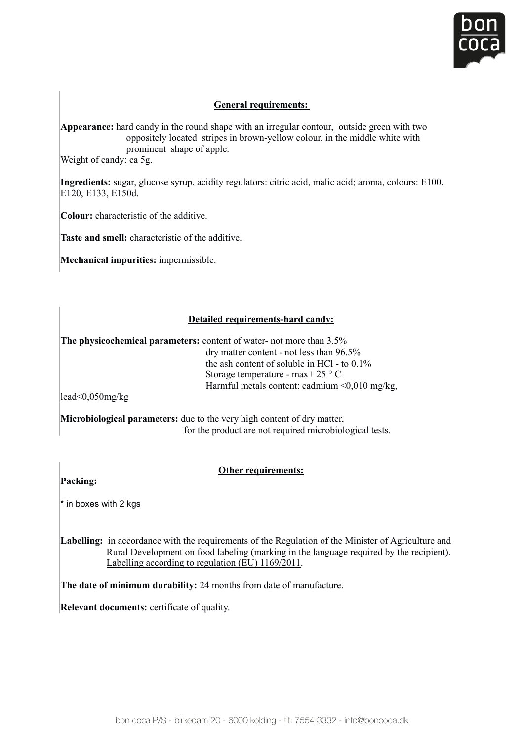## General requirements:

**Appearance:** hard candy in the round shape with an irregular contour, outside green with two oppositely located stripes in brown-yellow colour, in the middle white with prominent shape of apple.

Weight of candy: ca 5g.

**Ingredients:** sugar, glucose syrup, acidity regulators: citric acid, malic acid; aroma, colours: E100, E120, E133, E150d.

**Colour:** characteristic of the additive.

**Taste and smell:** characteristic of the additive.

**Mechanical impurities:** impermissible.

## Detailed requirements-hard candy:

**The physicochemical parameters:** content of water- not more than 3.5%
dry matter content - not less than 96.5%
the ash content of soluble in HCl - to 0.1%
Storage temperature - max+ 25 ° C
Harmful metals content: cadmium <0,010 mg/kg,
lead<0,050mg/kg

**Microbiological parameters:** due to the very high content of dry matter, for the product are not required microbiological tests.

## Other requirements:

**Packing:**

* in boxes with 2 kgs

**Labelling:** in accordance with the requirements of the Regulation of the Minister of Agriculture and Rural Development on food labeling (marking in the language required by the recipient). Labelling according to regulation (EU) 1169/2011.

**The date of minimum durability:** 24 months from date of manufacture.

**Relevant documents:** certificate of quality.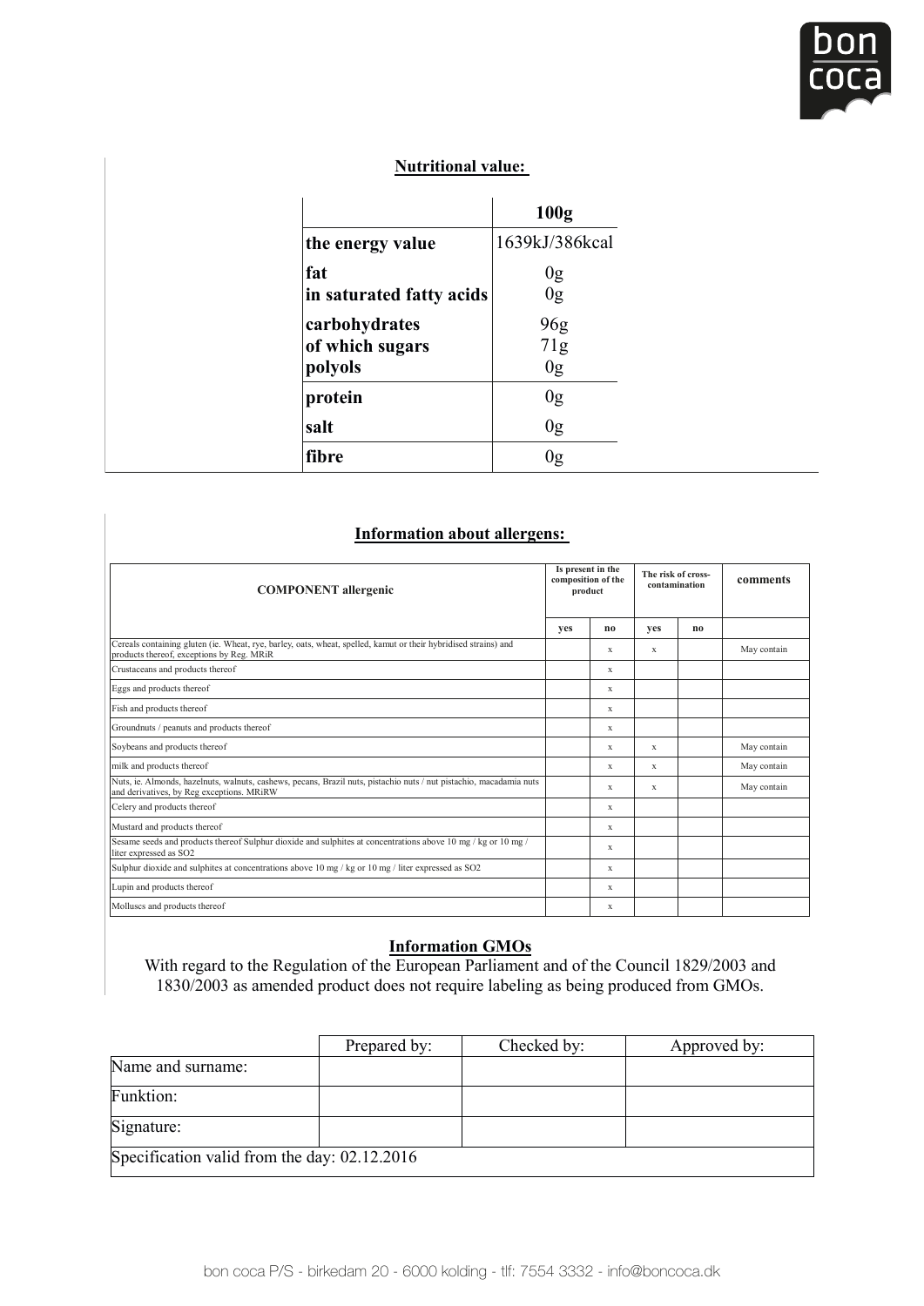## Nutritional value:

| | 100g |
|---|---|
| the energy value | 1639kJ/386kcal |
| fat | 0g |
| in saturated fatty acids | 0g |
| carbohydrates | 96g |
| of which sugars | 71g |
| polyols | 0g |
| protein | 0g |
| salt | 0g |
| fibre | 0g |

## Information about allergens:

| COMPONENT allergenic | Is present in the composition of the product | | The risk of cross-contamination | | comments |
|---|---|---|---|---|---|
| | yes | no | yes | no | |
| Cereals containing gluten (ie. Wheat, rye, barley, oats, wheat, spelled, kamut or their hybridised strains) and products thereof, exceptions by Reg. MRiR | | x | x | | May contain |
| Crustaceans and products thereof | | x | | | |
| Eggs and products thereof | | x | | | |
| Fish and products thereof | | x | | | |
| Groundnuts / peanuts and products thereof | | x | | | |
| Soybeans and products thereof | | x | x | | May contain |
| milk and products thereof | | x | x | | May contain |
| Nuts, ie. Almonds, hazelnuts, walnuts, cashews, pecans, Brazil nuts, pistachio nuts / nut pistachio, macadamia nuts and derivatives, by Reg exceptions. MRiRW | | x | x | | May contain |
| Celery and products thereof | | x | | | |
| Mustard and products thereof | | x | | | |
| Sesame seeds and products thereof Sulphur dioxide and sulphites at concentrations above 10 mg / kg or 10 mg / liter expressed as SO2 | | x | | | |
| Sulphur dioxide and sulphites at concentrations above 10 mg / kg or 10 mg / liter expressed as SO2 | | x | | | |
| Lupin and products thereof | | x | | | |
| Molluscs and products thereof | | x | | | |

## Information GMOs

With regard to the Regulation of the European Parliament and of the Council 1829/2003 and 1830/2003 as amended product does not require labeling as being produced from GMOs.

| | Prepared by: | Checked by: | Approved by: |
|---|---|---|---|
| Name and surname: | | | |
| Funktion: | | | |
| Signature: | | | |
| Specification valid from the day: 02.12.2016 | | | |

bon coca P/S - birkedam 20 - 6000 kolding - tlf: 7554 3332 - info@boncoca.dk